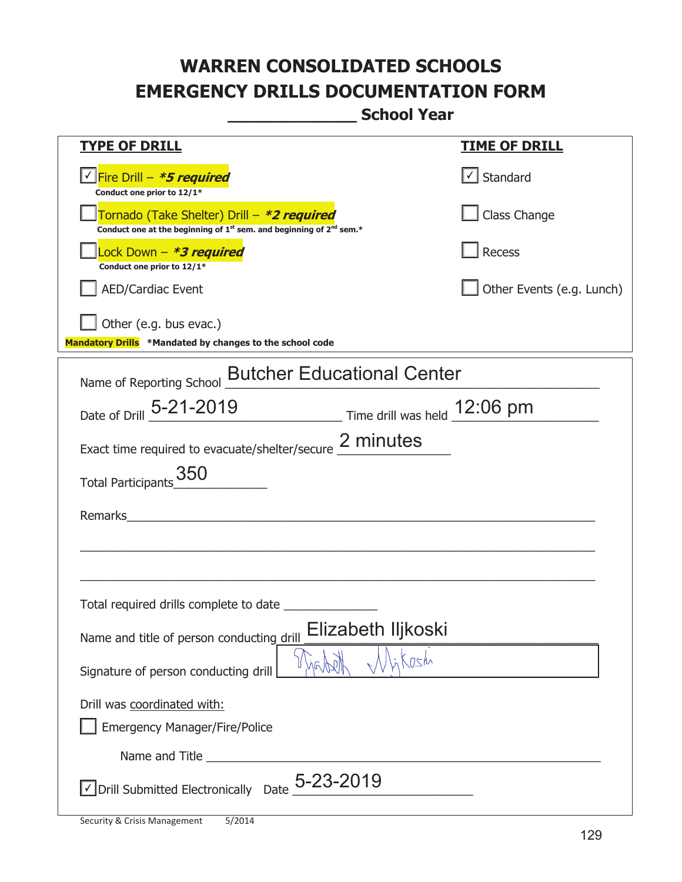# WARREN CONSOLIDATED SCHOOLS
# EMERGENCY DRILLS DOCUMENTATION FORM
## _____________ School Year

| TYPE OF DRILL | TIME OF DRILL |
|---|---|
| ☑ Fire Drill – ***5 required*** <br> **Conduct one prior to 12/1*** | ☑ Standard |
| ☐ Tornado (Take Shelter) Drill – ***2 required*** <br> **Conduct one at the beginning of 1st sem. and beginning of 2nd sem.*** | ☐ Class Change |
| ☐ Lock Down – ***3 required*** <br> **Conduct one prior to 12/1*** | ☐ Recess |
| ☐ AED/Cardiac Event | ☐ Other Events (e.g. Lunch) |
| ☐ Other (e.g. bus evac.) | |

**Mandatory Drills** **\*Mandated by changes to the school code**

Name of Reporting School: Butcher Educational Center

Date of Drill: 5-21-2019 Time drill was held: 12:06 pm

Exact time required to evacuate/shelter/secure: 2 minutes

Total Participants: 350

Remarks: ______________________________________________

Total required drills complete to date: ____________

Name and title of person conducting drill: Elizabeth Iljkoski

Signature of person conducting drill: Elizabeth Iljkoski

Drill was coordinated with:

☐ Emergency Manager/Fire/Police

Name and Title: ______________________________________________

☑ Drill Submitted Electronically Date: 5-23-2019

Security & Crisis Management 5/2014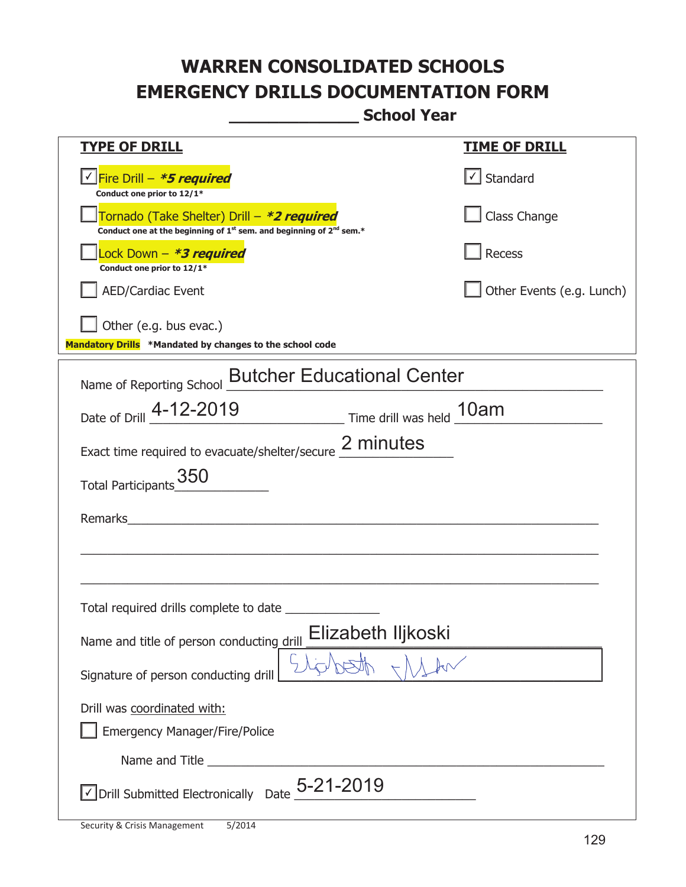# WARREN CONSOLIDATED SCHOOLS
# EMERGENCY DRILLS DOCUMENTATION FORM
## _____________ School Year

| TYPE OF DRILL | TIME OF DRILL |
|---|---|
| ☑ Fire Drill – ***5 required*** <br> Conduct one prior to 12/1* | ☑ Standard |
| ☐ Tornado (Take Shelter) Drill – ***2 required*** <br> Conduct one at the beginning of 1st sem. and beginning of 2nd sem.* | ☐ Class Change |
| ☐ Lock Down – ***3 required*** <br> Conduct one prior to 12/1* | ☐ Recess |
| ☐ AED/Cardiac Event | ☐ Other Events (e.g. Lunch) |
| ☐ Other (e.g. bus evac.) | |

**Mandatory Drills** *Mandated by changes to the school code

Name of Reporting School: Butcher Educational Center

Date of Drill: 4-12-2019 Time drill was held: 10am

Exact time required to evacuate/shelter/secure: 2 minutes

Total Participants: 350

Remarks: ______________________________________________

Total required drills complete to date: _____________

Name and title of person conducting drill: Elizabeth Iljkoski

Signature of person conducting drill: [signature]

Drill was coordinated with:

☐ Emergency Manager/Fire/Police

Name and Title: ______________________________________________

☑ Drill Submitted Electronically Date: 5-21-2019

Security & Crisis Management 5/2014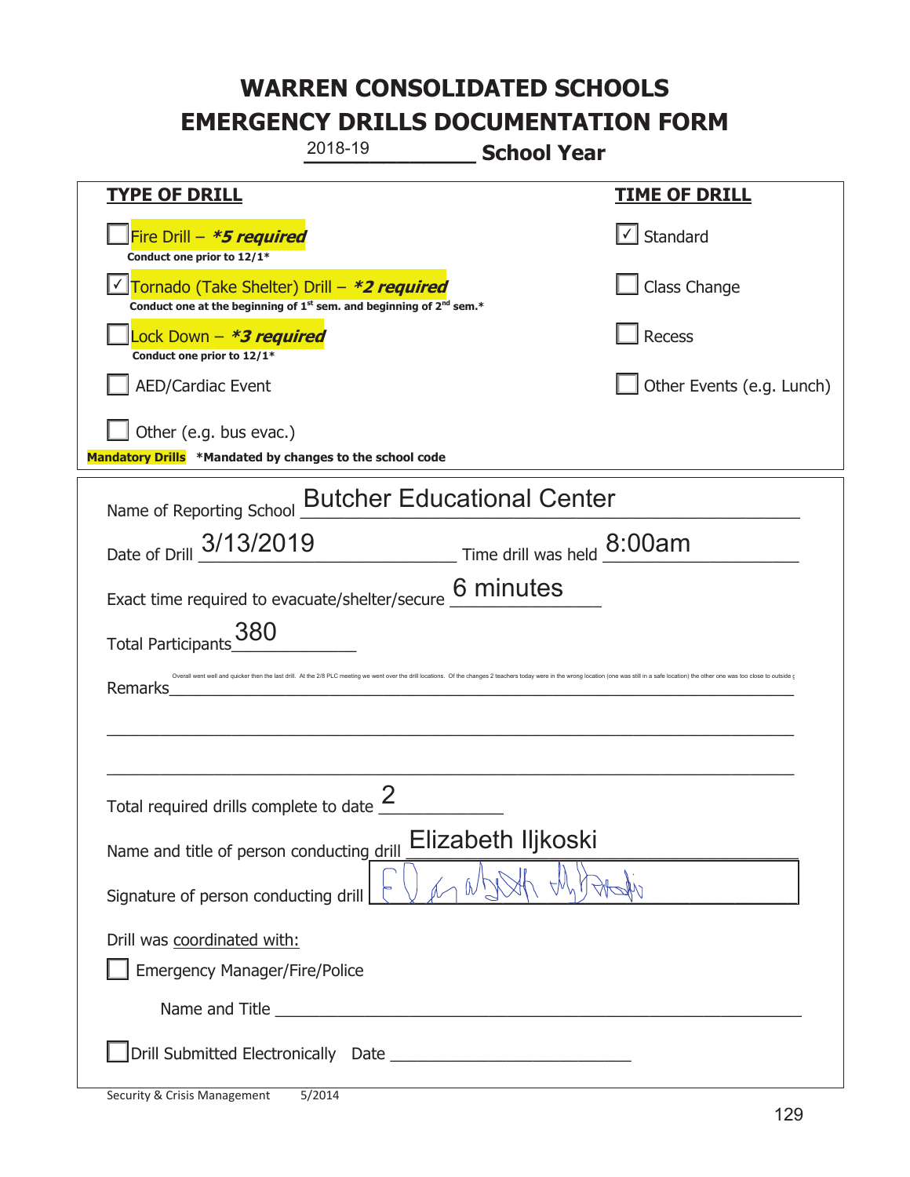# WARREN CONSOLIDATED SCHOOLS
# EMERGENCY DRILLS DOCUMENTATION FORM

2018-19 **School Year**

| **TYPE OF DRILL** | **TIME OF DRILL** |
|---|---|
| ☐ Fire Drill – ***5 required*** <br> **Conduct one prior to 12/1*** | ☑ Standard |
| ☑ Tornado (Take Shelter) Drill – ***2 required*** <br> **Conduct one at the beginning of 1st sem. and beginning of 2nd sem.*** | ☐ Class Change |
| ☐ Lock Down – ***3 required*** <br> **Conduct one prior to 12/1*** | ☐ Recess |
| ☐ AED/Cardiac Event | ☐ Other Events (e.g. Lunch) |
| ☐ Other (e.g. bus evac.) | |

**Mandatory Drills** ***Mandated by changes to the school code**

Name of Reporting School: Butcher Educational Center

Date of Drill: 3/13/2019 Time drill was held: 8:00am

Exact time required to evacuate/shelter/secure: 6 minutes

Total Participants: 380

Remarks: Overall went well and quicker then the last drill. At the 2/8 PLC meeting we went over the drill locations. Of the changes 2 teachers today were in the wrong location (one was still in a safe location) the other one was too close to outside g

Total required drills complete to date: 2

Name and title of person conducting drill: Elizabeth Iljkoski

Signature of person conducting drill: [signature]

Drill was coordinated with:

☐ Emergency Manager/Fire/Police

Name and Title ______________________

☐ Drill Submitted Electronically Date ______________________

Security & Crisis Management 5/2014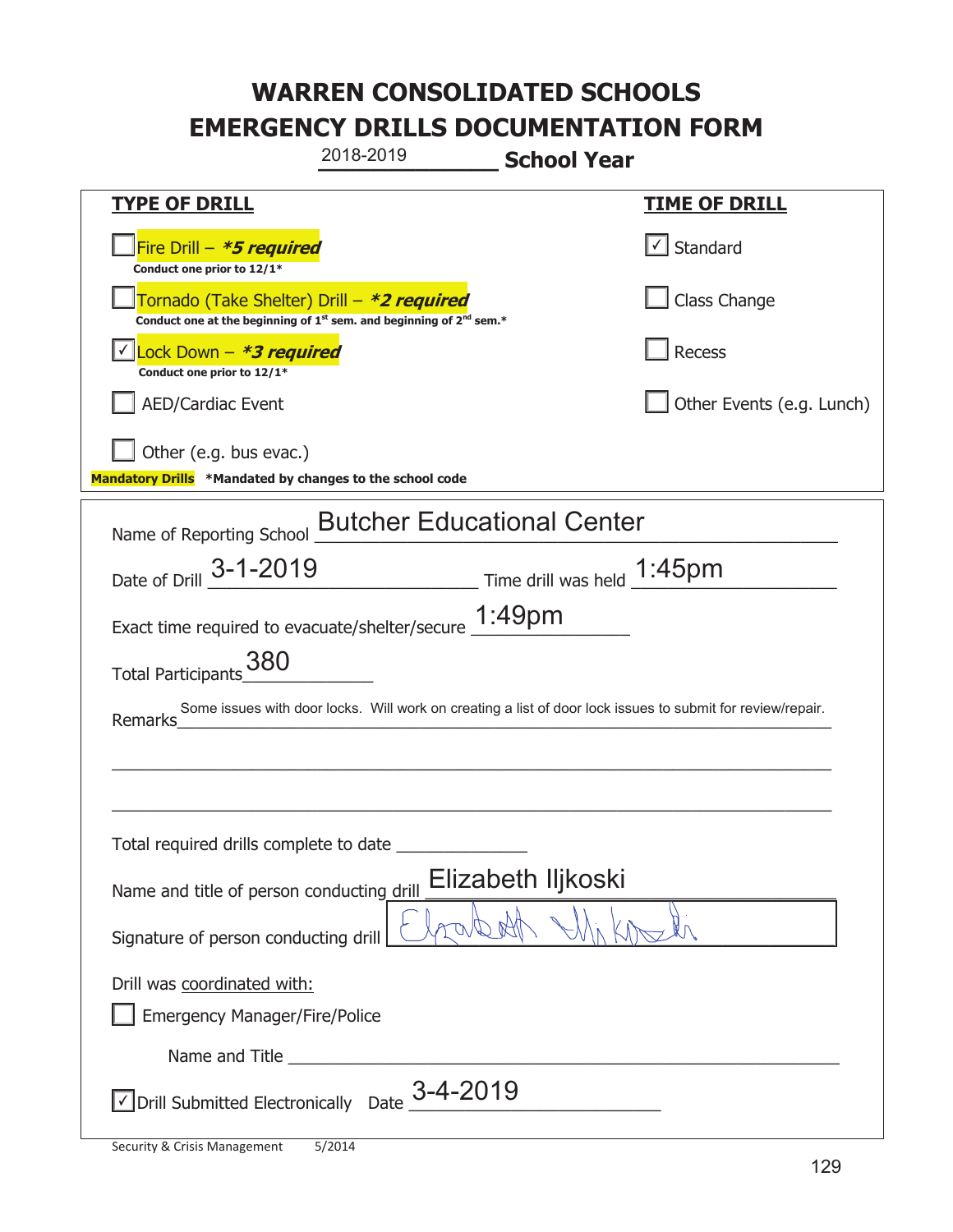# WARREN CONSOLIDATED SCHOOLS
# EMERGENCY DRILLS DOCUMENTATION FORM

2018-2019 **School Year**

| **TYPE OF DRILL** | **TIME OF DRILL** |
|---|---|
| ☐ Fire Drill – ***5 required*** <br> **Conduct one prior to 12/1*** | ☑ Standard |
| ☐ Tornado (Take Shelter) Drill – ***2 required*** <br> **Conduct one at the beginning of 1st sem. and beginning of 2nd sem.*** | ☐ Class Change |
| ☑ Lock Down – ***3 required*** <br> **Conduct one prior to 12/1*** | ☐ Recess |
| ☐ AED/Cardiac Event | ☐ Other Events (e.g. Lunch) |
| ☐ Other (e.g. bus evac.) | |

**Mandatory Drills** ***Mandated by changes to the school code**

Name of Reporting School: Butcher Educational Center

Date of Drill: 3-1-2019 Time drill was held: 1:45pm

Exact time required to evacuate/shelter/secure: 1:49pm

Total Participants: 380

Remarks: Some issues with door locks. Will work on creating a list of door lock issues to submit for review/repair.

Total required drills complete to date: ______________

Name and title of person conducting drill: Elizabeth Iljkoski

Signature of person conducting drill: [signature]

Drill was coordinated with:

☐ Emergency Manager/Fire/Police

Name and Title: ______________

☑ Drill Submitted Electronically Date: 3-4-2019

Security & Crisis Management 5/2014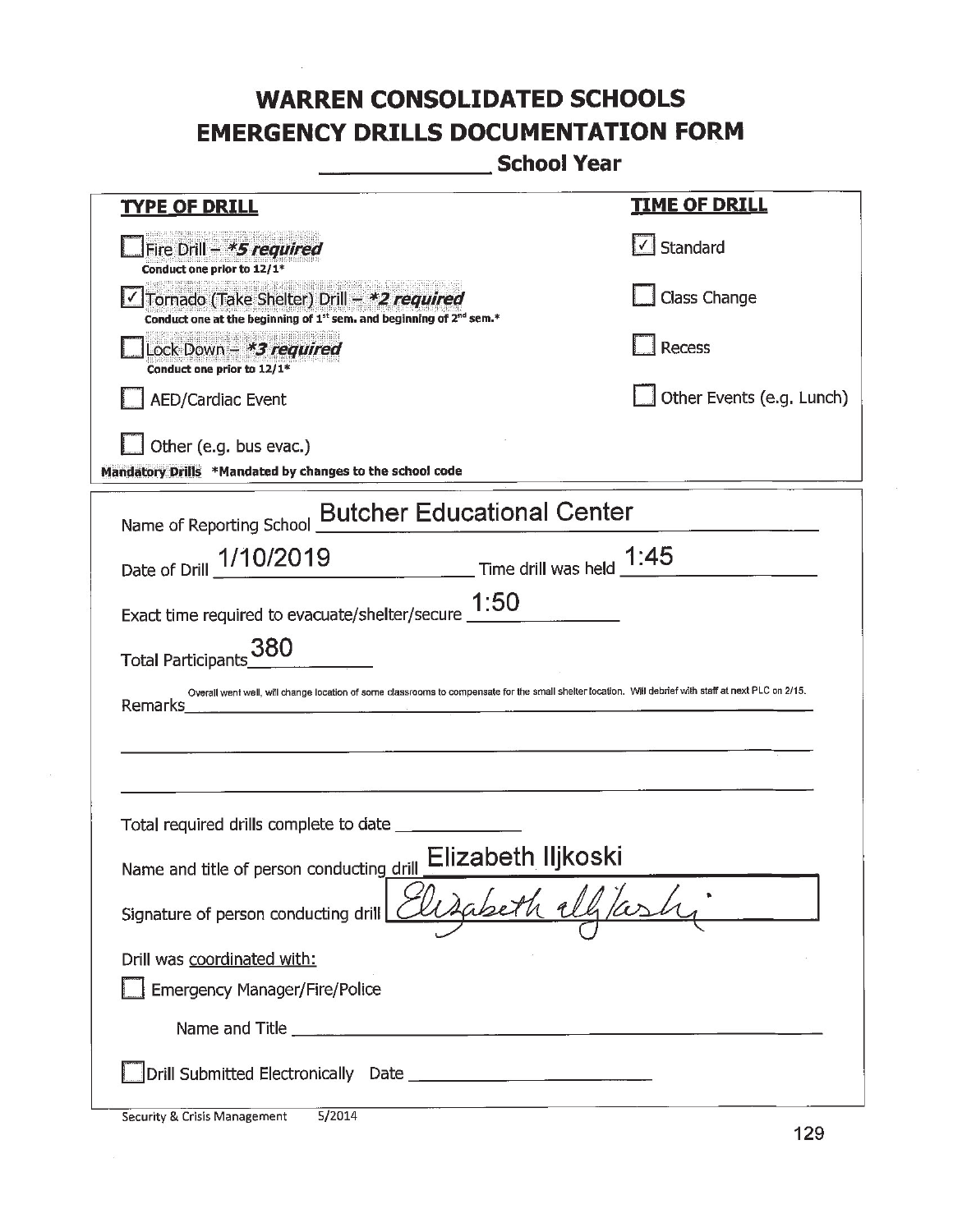# WARREN CONSOLIDATED SCHOOLS
## EMERGENCY DRILLS DOCUMENTATION FORM
**_____________ School Year**

| **TYPE OF DRILL** | **TIME OF DRILL** |
|---|---|
| ☐ Fire Drill – ***5 required*** <br> Conduct one prior to 12/1* | ☑ Standard |
| ☑ Tornado (Take Shelter) Drill – ***2 required*** <br> Conduct one at the beginning of 1st sem. and beginning of 2nd sem.* | ☐ Class Change |
| ☐ Lock Down – ***3 required*** <br> Conduct one prior to 12/1* | ☐ Recess |
| ☐ AED/Cardiac Event | ☐ Other Events (e.g. Lunch) |
| ☐ Other (e.g. bus evac.) | |

**Mandatory Drills** *Mandated by changes to the school code

Name of Reporting School: Butcher Educational Center

Date of Drill: 1/10/2019 Time drill was held: 1:45

Exact time required to evacuate/shelter/secure: 1:50

Total Participants: 380

Remarks: Overall went well, will change location of some classrooms to compensate for the small shelter location. Will debrief with staff at next PLC on 2/15.

Total required drills complete to date ______________

Name and title of person conducting drill: Elizabeth Iljkoski

Signature of person conducting drill: Elizabeth Iljkoski

Drill was coordinated with:

☐ Emergency Manager/Fire/Police

Name and Title ______________________________

☐ Drill Submitted Electronically Date ______________________

Security & Crisis Management 5/2014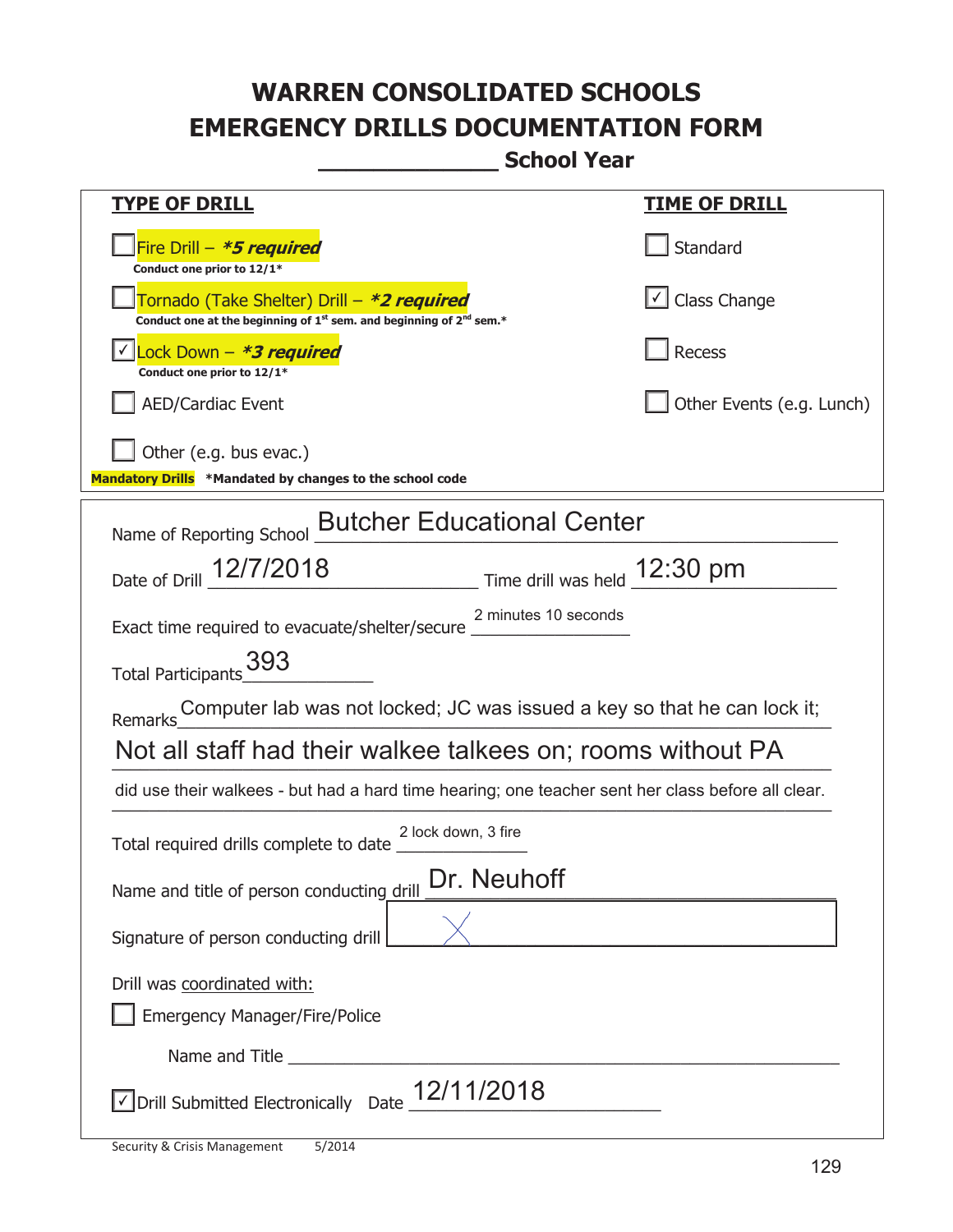# WARREN CONSOLIDATED SCHOOLS
# EMERGENCY DRILLS DOCUMENTATION FORM
## _____________ School Year

| TYPE OF DRILL | TIME OF DRILL |
|---|---|
| ☐ Fire Drill – ***5 required*** <br> **Conduct one prior to 12/1*** | ☐ Standard |
| ☐ Tornado (Take Shelter) Drill – ***2 required*** <br> **Conduct one at the beginning of 1st sem. and beginning of 2nd sem.*** | ☑ Class Change |
| ☑ Lock Down – ***3 required*** <br> **Conduct one prior to 12/1*** | ☐ Recess |
| ☐ AED/Cardiac Event | ☐ Other Events (e.g. Lunch) |
| ☐ Other (e.g. bus evac.) | |

**Mandatory Drills** ***Mandated by changes to the school code**

Name of Reporting School: Butcher Educational Center

Date of Drill: 12/7/2018 Time drill was held: 12:30 pm

Exact time required to evacuate/shelter/secure: 2 minutes 10 seconds

Total Participants: 393

Remarks: Computer lab was not locked; JC was issued a key so that he can lock it; Not all staff had their walkee talkees on; rooms without PA did use their walkees - but had a hard time hearing; one teacher sent her class before all clear.

Total required drills complete to date: 2 lock down, 3 fire

Name and title of person conducting drill: Dr. Neuhoff

Signature of person conducting drill: X

Drill was coordinated with:

☐ Emergency Manager/Fire/Police

Name and Title ______________________________

☑ Drill Submitted Electronically Date: 12/11/2018

Security & Crisis Management 5/2014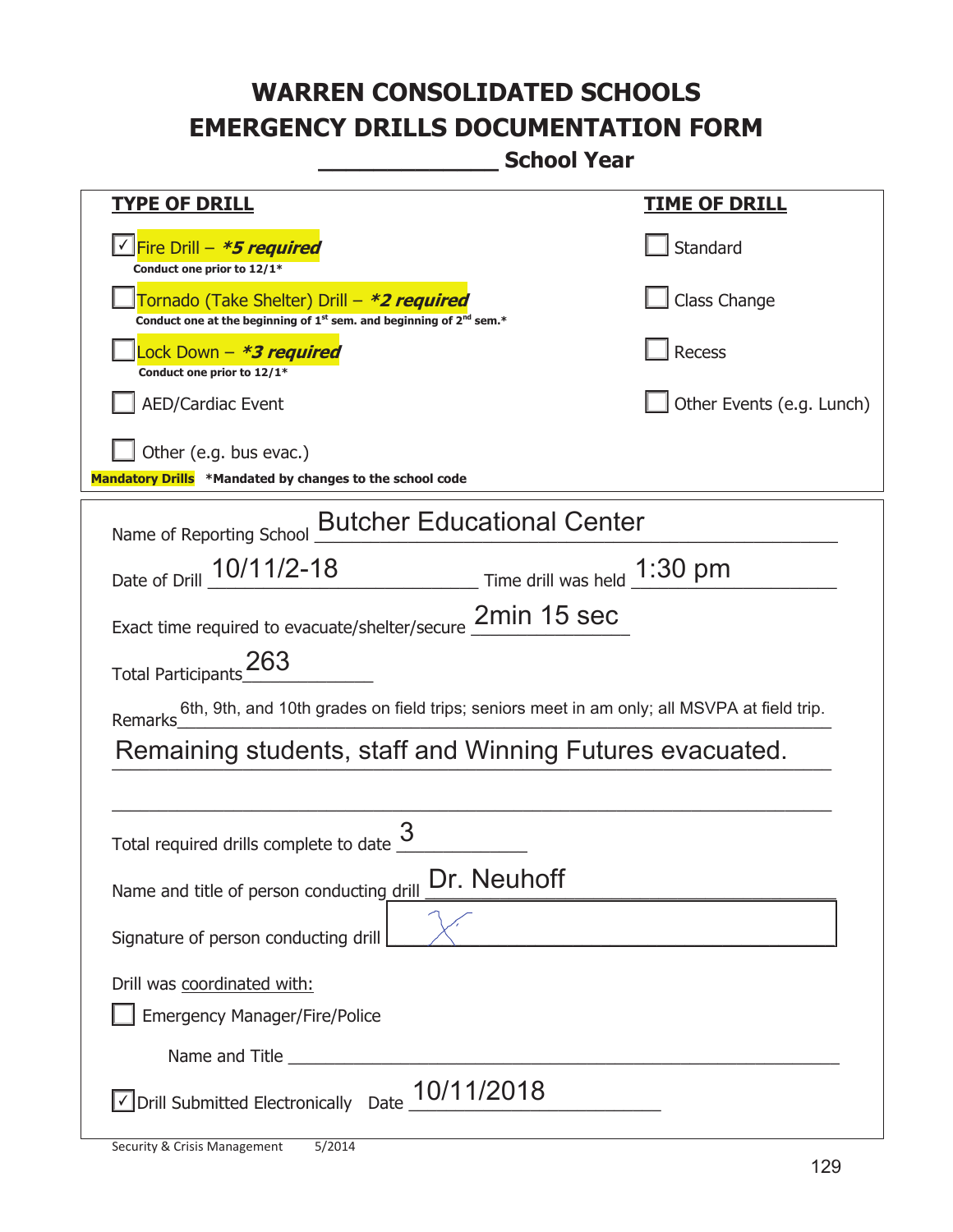# WARREN CONSOLIDATED SCHOOLS
# EMERGENCY DRILLS DOCUMENTATION FORM
## _____________ School Year

| TYPE OF DRILL | TIME OF DRILL |
|---|---|
| ☑ Fire Drill – ***5 required*** <br> **Conduct one prior to 12/1*** | ☐ Standard |
| ☐ Tornado (Take Shelter) Drill – ***2 required*** <br> **Conduct one at the beginning of 1st sem. and beginning of 2nd sem.*** | ☐ Class Change |
| ☐ Lock Down – ***3 required*** <br> **Conduct one prior to 12/1*** | ☐ Recess |
| ☐ AED/Cardiac Event | ☐ Other Events (e.g. Lunch) |
| ☐ Other (e.g. bus evac.) | |

**Mandatory Drills** ***Mandated by changes to the school code**

Name of Reporting School: Butcher Educational Center

Date of Drill: 10/11/2-18 Time drill was held: 1:30 pm

Exact time required to evacuate/shelter/secure: 2min 15 sec

Total Participants: 263

Remarks: 6th, 9th, and 10th grades on field trips; seniors meet in am only; all MSVPA at field trip. Remaining students, staff and Winning Futures evacuated.

Total required drills complete to date: 3

Name and title of person conducting drill: Dr. Neuhoff

Signature of person conducting drill: [signature]

Drill was coordinated with:

☐ Emergency Manager/Fire/Police

Name and Title ______________________________

☑ Drill Submitted Electronically Date: 10/11/2018

Security & Crisis Management 5/2014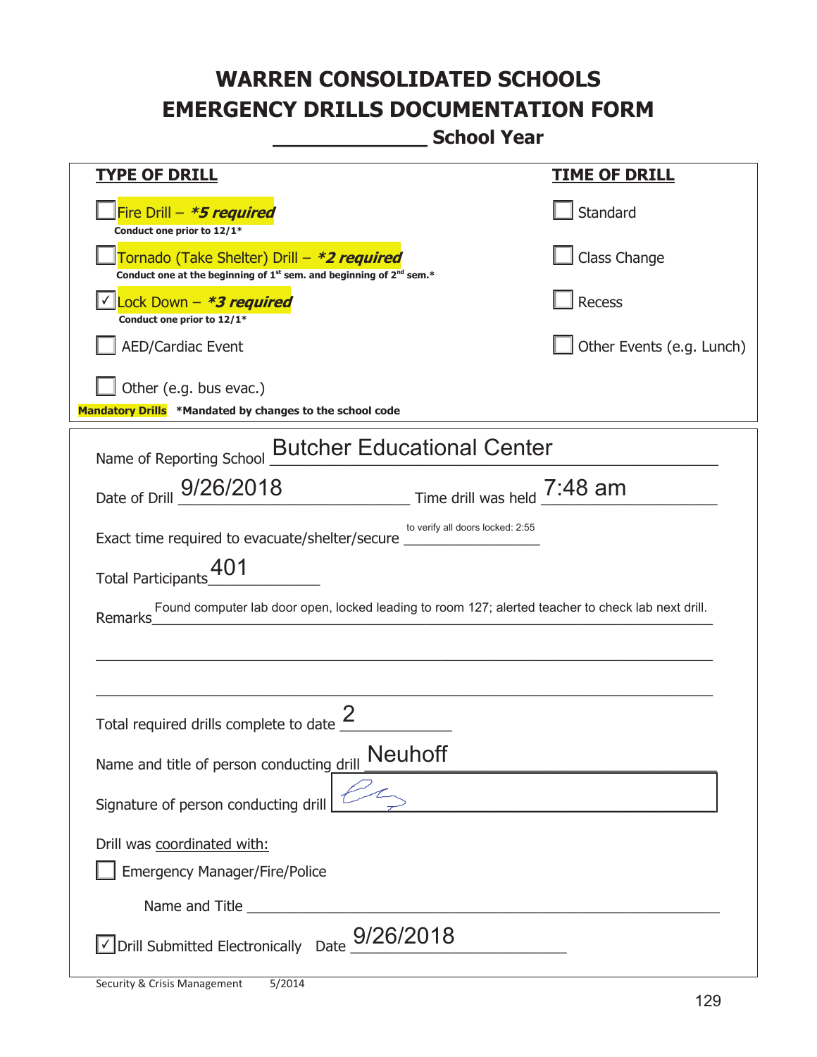# WARREN CONSOLIDATED SCHOOLS
# EMERGENCY DRILLS DOCUMENTATION FORM
## _____________ School Year

| TYPE OF DRILL | TIME OF DRILL |
|---|---|
| ☐ Fire Drill – ***5 required** <br> **Conduct one prior to 12/1*** | ☐ Standard |
| ☐ Tornado (Take Shelter) Drill – ***2 required** <br> **Conduct one at the beginning of 1st sem. and beginning of 2nd sem.*** | ☐ Class Change |
| ☑ Lock Down – ***3 required** <br> **Conduct one prior to 12/1*** | ☐ Recess |
| ☐ AED/Cardiac Event | ☐ Other Events (e.g. Lunch) |
| ☐ Other (e.g. bus evac.) | |

**Mandatory Drills** ***Mandated by changes to the school code**

Name of Reporting School: Butcher Educational Center

Date of Drill: 9/26/2018 Time drill was held: 7:48 am

Exact time required to evacuate/shelter/secure: to verify all doors locked: 2:55

Total Participants: 401

Remarks: Found computer lab door open, locked leading to room 127; alerted teacher to check lab next drill.

Total required drills complete to date: 2

Name and title of person conducting drill: Neuhoff

Signature of person conducting drill: [signature]

Drill was coordinated with:

☐ Emergency Manager/Fire/Police

Name and Title ______________________________

☑ Drill Submitted Electronically Date: 9/26/2018

Security & Crisis Management 5/2014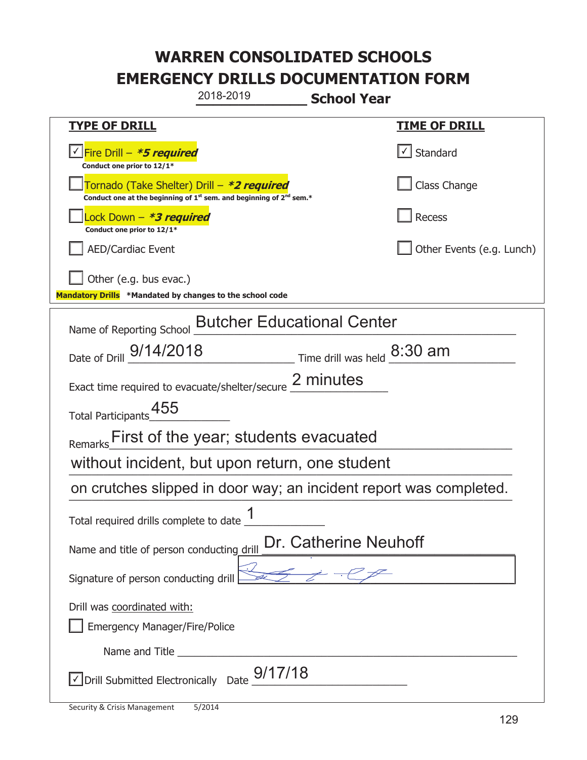# WARREN CONSOLIDATED SCHOOLS
# EMERGENCY DRILLS DOCUMENTATION FORM

2018-2019 **School Year**

| **TYPE OF DRILL** | **TIME OF DRILL** |
|---|---|
| ☑ Fire Drill – ***5 required*** <br> **Conduct one prior to 12/1*** | ☑ Standard |
| ☐ Tornado (Take Shelter) Drill – ***2 required*** <br> **Conduct one at the beginning of 1st sem. and beginning of 2nd sem.*** | ☐ Class Change |
| ☐ Lock Down – ***3 required*** <br> **Conduct one prior to 12/1*** | ☐ Recess |
| ☐ AED/Cardiac Event | ☐ Other Events (e.g. Lunch) |
| ☐ Other (e.g. bus evac.) | |

**Mandatory Drills** ***Mandated by changes to the school code**

Name of Reporting School: Butcher Educational Center

Date of Drill: 9/14/2018 Time drill was held: 8:30 am

Exact time required to evacuate/shelter/secure: 2 minutes

Total Participants: 455

Remarks: First of the year; students evacuated without incident, but upon return, one student on crutches slipped in door way; an incident report was completed.

Total required drills complete to date: 1

Name and title of person conducting drill: Dr. Catherine Neuhoff

Signature of person conducting drill: [signature]

Drill was coordinated with:

☐ Emergency Manager/Fire/Police

Name and Title ______________________

☑ Drill Submitted Electronically Date: 9/17/18

Security & Crisis Management 5/2014